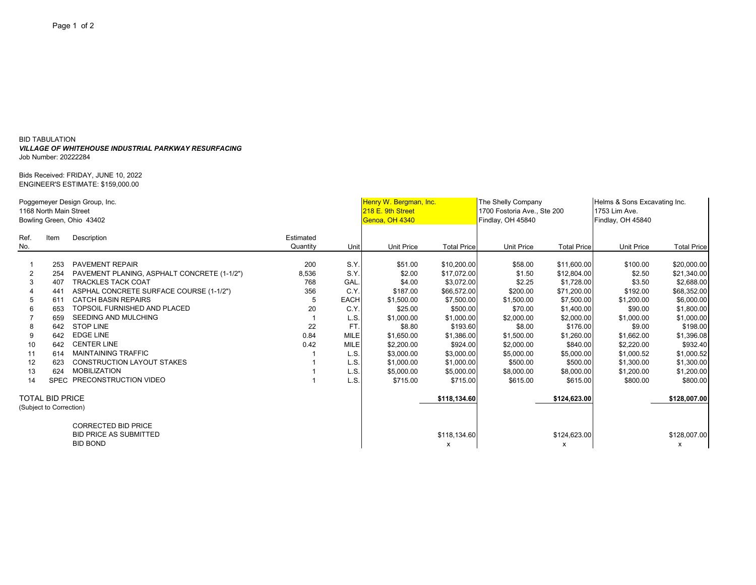BID TABULATION

***VILLAGE OF WHITEHOUSE INDUSTRIAL PARKWAY RESURFACING***

Job Number: 20222284

Bids Received: FRIDAY, JUNE 10, 2022

ENGINEER'S ESTIMATE: $159,000.00

| Poggemeyer Design Group, Inc.<br>1168 North Main Street<br>Bowling Green, Ohio 43402 | | | | | Henry W. Bergman, Inc.<br>218 E. 9th Street<br>Genoa, OH 4340 | | The Shelly Company<br>1700 Fostoria Ave., Ste 200<br>Findlay, OH 45840 | | Helms & Sons Excavating Inc.<br>1753 Lim Ave.<br>Findlay, OH 45840 | |
|---|---|---|---|---|---|---|---|---|---|---|
| **Ref. No.** | **Item** | **Description** | **Estimated Quantity** | **Unit** | **Unit Price** | **Total Price** | **Unit Price** | **Total Price** | **Unit Price** | **Total Price** |
| 1 | 253 | PAVEMENT REPAIR | 200 | S.Y. | $51.00 | $10,200.00 | $58.00 | $11,600.00 | $100.00 | $20,000.00 |
| 2 | 254 | PAVEMENT PLANING, ASPHALT CONCRETE (1-1/2") | 8,536 | S.Y. | $2.00 | $17,072.00 | $1.50 | $12,804.00 | $2.50 | $21,340.00 |
| 3 | 407 | TRACKLES TACK COAT | 768 | GAL. | $4.00 | $3,072.00 | $2.25 | $1,728.00 | $3.50 | $2,688.00 |
| 4 | 441 | ASPHAL CONCRETE SURFACE COURSE (1-1/2") | 356 | C.Y. | $187.00 | $66,572.00 | $200.00 | $71,200.00 | $192.00 | $68,352.00 |
| 5 | 611 | CATCH BASIN REPAIRS | 5 | EACH | $1,500.00 | $7,500.00 | $1,500.00 | $7,500.00 | $1,200.00 | $6,000.00 |
| 6 | 653 | TOPSOIL FURNISHED AND PLACED | 20 | C.Y. | $25.00 | $500.00 | $70.00 | $1,400.00 | $90.00 | $1,800.00 |
| 7 | 659 | SEEDING AND MULCHING | 1 | L.S. | $1,000.00 | $1,000.00 | $2,000.00 | $2,000.00 | $1,000.00 | $1,000.00 |
| 8 | 642 | STOP LINE | 22 | FT. | $8.80 | $193.60 | $8.00 | $176.00 | $9.00 | $198.00 |
| 9 | 642 | EDGE LINE | 0.84 | MILE | $1,650.00 | $1,386.00 | $1,500.00 | $1,260.00 | $1,662.00 | $1,396.08 |
| 10 | 642 | CENTER LINE | 0.42 | MILE | $2,200.00 | $924.00 | $2,000.00 | $840.00 | $2,220.00 | $932.40 |
| 11 | 614 | MAINTAINING TRAFFIC | 1 | L.S. | $3,000.00 | $3,000.00 | $5,000.00 | $5,000.00 | $1,000.52 | $1,000.52 |
| 12 | 623 | CONSTRUCTION LAYOUT STAKES | 1 | L.S. | $1,000.00 | $1,000.00 | $500.00 | $500.00 | $1,300.00 | $1,300.00 |
| 13 | 624 | MOBILIZATION | 1 | L.S. | $5,000.00 | $5,000.00 | $8,000.00 | $8,000.00 | $1,200.00 | $1,200.00 |
| 14 | SPEC | PRECONSTRUCTION VIDEO | 1 | L.S. | $715.00 | $715.00 | $615.00 | $615.00 | $800.00 | $800.00 |
| TOTAL BID PRICE<br>(Subject to Correction) | | | | | | **$118,134.60** | | **$124,623.00** | | **$128,007.00** |
| | | CORRECTED BID PRICE | | | | | | | | |
| | | BID PRICE AS SUBMITTED | | | | $118,134.60 | | $124,623.00 | | $128,007.00 |
| | | BID BOND | | | | x | | x | | x |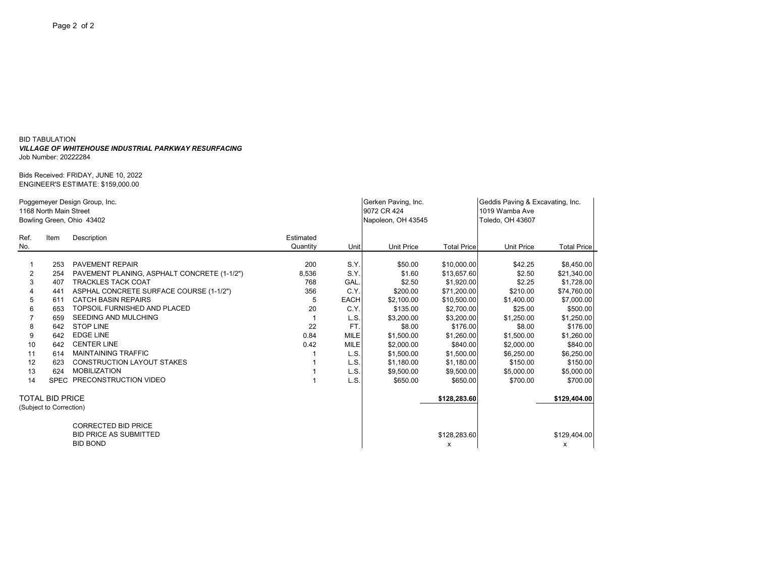BID TABULATION

***VILLAGE OF WHITEHOUSE INDUSTRIAL PARKWAY RESURFACING***

Job Number: 20222284

Bids Received: FRIDAY, JUNE 10, 2022

ENGINEER'S ESTIMATE: $159,000.00

| Poggemeyer Design Group, Inc.<br>1168 North Main Street<br>Bowling Green, Ohio 43402 | | | | | Gerken Paving, Inc.<br>9072 CR 424<br>Napoleon, OH 43545 | | Geddis Paving & Excavating, Inc.<br>1019 Wamba Ave<br>Toledo, OH 43607 | |
|---|---|---|---|---|---|---|---|---|
| **Ref. No.** | **Item** | **Description** | **Estimated Quantity** | **Unit** | **Unit Price** | **Total Price** | **Unit Price** | **Total Price** |
| 1 | 253 | PAVEMENT REPAIR | 200 | S.Y. | $50.00 | $10,000.00 | $42.25 | $8,450.00 |
| 2 | 254 | PAVEMENT PLANING, ASPHALT CONCRETE (1-1/2") | 8,536 | S.Y. | $1.60 | $13,657.60 | $2.50 | $21,340.00 |
| 3 | 407 | TRACKLES TACK COAT | 768 | GAL. | $2.50 | $1,920.00 | $2.25 | $1,728.00 |
| 4 | 441 | ASPHAL CONCRETE SURFACE COURSE (1-1/2") | 356 | C.Y. | $200.00 | $71,200.00 | $210.00 | $74,760.00 |
| 5 | 611 | CATCH BASIN REPAIRS | 5 | EACH | $2,100.00 | $10,500.00 | $1,400.00 | $7,000.00 |
| 6 | 653 | TOPSOIL FURNISHED AND PLACED | 20 | C.Y. | $135.00 | $2,700.00 | $25.00 | $500.00 |
| 7 | 659 | SEEDING AND MULCHING | 1 | L.S. | $3,200.00 | $3,200.00 | $1,250.00 | $1,250.00 |
| 8 | 642 | STOP LINE | 22 | FT. | $8.00 | $176.00 | $8.00 | $176.00 |
| 9 | 642 | EDGE LINE | 0.84 | MILE | $1,500.00 | $1,260.00 | $1,500.00 | $1,260.00 |
| 10 | 642 | CENTER LINE | 0.42 | MILE | $2,000.00 | $840.00 | $2,000.00 | $840.00 |
| 11 | 614 | MAINTAINING TRAFFIC | 1 | L.S. | $1,500.00 | $1,500.00 | $6,250.00 | $6,250.00 |
| 12 | 623 | CONSTRUCTION LAYOUT STAKES | 1 | L.S. | $1,180.00 | $1,180.00 | $150.00 | $150.00 |
| 13 | 624 | MOBILIZATION | 1 | L.S. | $9,500.00 | $9,500.00 | $5,000.00 | $5,000.00 |
| 14 | SPEC | PRECONSTRUCTION VIDEO | 1 | L.S. | $650.00 | $650.00 | $700.00 | $700.00 |
| TOTAL BID PRICE<br>(Subject to Correction) | | | | | | **$128,283.60** | | **$129,404.00** |
| | | CORRECTED BID PRICE | | | | | | |
| | | BID PRICE AS SUBMITTED | | | | $128,283.60 | | $129,404.00 |
| | | BID BOND | | | | x | | x |